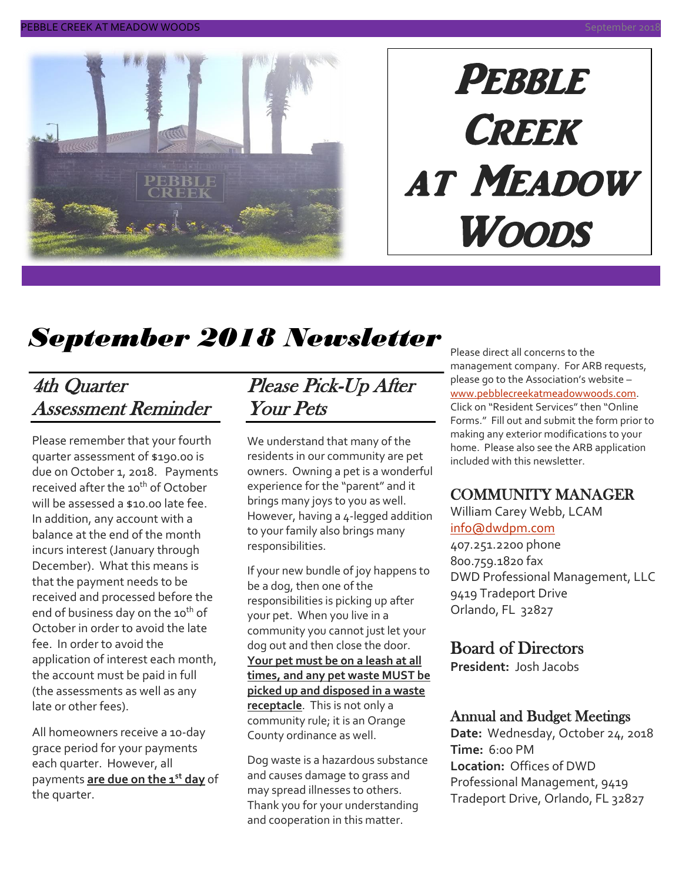# Pebble Creek at Meadow Woods

# September 2018 Newsletter

## 4th Quarter Assessment Reminder

Please remember that your fourth quarter assessment of $190.00 is due on October 1, 2018. Payments received after the 10th of October will be assessed a $10.00 late fee. In addition, any account with a balance at the end of the month incurs interest (January through December). What this means is that the payment needs to be received and processed before the end of business day on the 10th of October in order to avoid the late fee. In order to avoid the application of interest each month, the account must be paid in full (the assessments as well as any late or other fees).

All homeowners receive a 10-day grace period for your payments each quarter. However, all payments **are due on the 1st day** of the quarter.

## Please Pick-Up After Your Pets

We understand that many of the residents in our community are pet owners. Owning a pet is a wonderful experience for the "parent" and it brings many joys to you as well. However, having a 4-legged addition to your family also brings many responsibilities.

If your new bundle of joy happens to be a dog, then one of the responsibilities is picking up after your pet. When you live in a community you cannot just let your dog out and then close the door. **Your pet must be on a leash at all times, and any pet waste MUST be picked up and disposed in a waste receptacle**. This is not only a community rule; it is an Orange County ordinance as well.

Dog waste is a hazardous substance and causes damage to grass and may spread illnesses to others. Thank you for your understanding and cooperation in this matter.

Please direct all concerns to the management company. For ARB requests, please go to the Association's website – www.pebblecreekatmeadowwoods.com. Click on "Resident Services" then "Online Forms." Fill out and submit the form prior to making any exterior modifications to your home. Please also see the ARB application included with this newsletter.

## COMMUNITY MANAGER

William Carey Webb, LCAM
info@dwdpm.com
407.251.2200 phone
800.759.1820 fax
DWD Professional Management, LLC
9419 Tradeport Drive
Orlando, FL 32827

## Board of Directors

**President:** Josh Jacobs

## Annual and Budget Meetings

**Date:** Wednesday, October 24, 2018
**Time:** 6:00 PM
**Location:** Offices of DWD Professional Management, 9419 Tradeport Drive, Orlando, FL 32827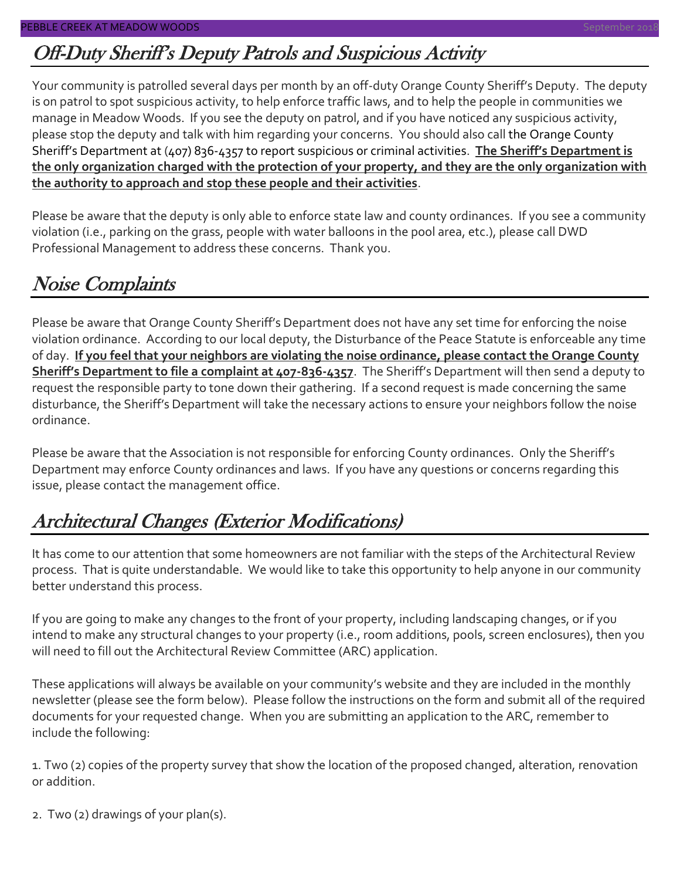## Off-Duty Sheriff's Deputy Patrols and Suspicious Activity

Your community is patrolled several days per month by an off-duty Orange County Sheriff's Deputy. The deputy is on patrol to spot suspicious activity, to help enforce traffic laws, and to help the people in communities we manage in Meadow Woods. If you see the deputy on patrol, and if you have noticed any suspicious activity, please stop the deputy and talk with him regarding your concerns. You should also call the Orange County Sheriff's Department at (407) 836-4357 to report suspicious or criminal activities. **The Sheriff's Department is the only organization charged with the protection of your property, and they are the only organization with the authority to approach and stop these people and their activities**.

Please be aware that the deputy is only able to enforce state law and county ordinances. If you see a community violation (i.e., parking on the grass, people with water balloons in the pool area, etc.), please call DWD Professional Management to address these concerns. Thank you.

## Noise Complaints

Please be aware that Orange County Sheriff's Department does not have any set time for enforcing the noise violation ordinance. According to our local deputy, the Disturbance of the Peace Statute is enforceable any time of day. **If you feel that your neighbors are violating the noise ordinance, please contact the Orange County Sheriff's Department to file a complaint at 407-836-4357**. The Sheriff's Department will then send a deputy to request the responsible party to tone down their gathering. If a second request is made concerning the same disturbance, the Sheriff's Department will take the necessary actions to ensure your neighbors follow the noise ordinance.

Please be aware that the Association is not responsible for enforcing County ordinances. Only the Sheriff's Department may enforce County ordinances and laws. If you have any questions or concerns regarding this issue, please contact the management office.

## Architectural Changes (Exterior Modifications)

It has come to our attention that some homeowners are not familiar with the steps of the Architectural Review process. That is quite understandable. We would like to take this opportunity to help anyone in our community better understand this process.

If you are going to make any changes to the front of your property, including landscaping changes, or if you intend to make any structural changes to your property (i.e., room additions, pools, screen enclosures), then you will need to fill out the Architectural Review Committee (ARC) application.

These applications will always be available on your community's website and they are included in the monthly newsletter (please see the form below). Please follow the instructions on the form and submit all of the required documents for your requested change. When you are submitting an application to the ARC, remember to include the following:

1. Two (2) copies of the property survey that show the location of the proposed changed, alteration, renovation or addition.

2. Two (2) drawings of your plan(s).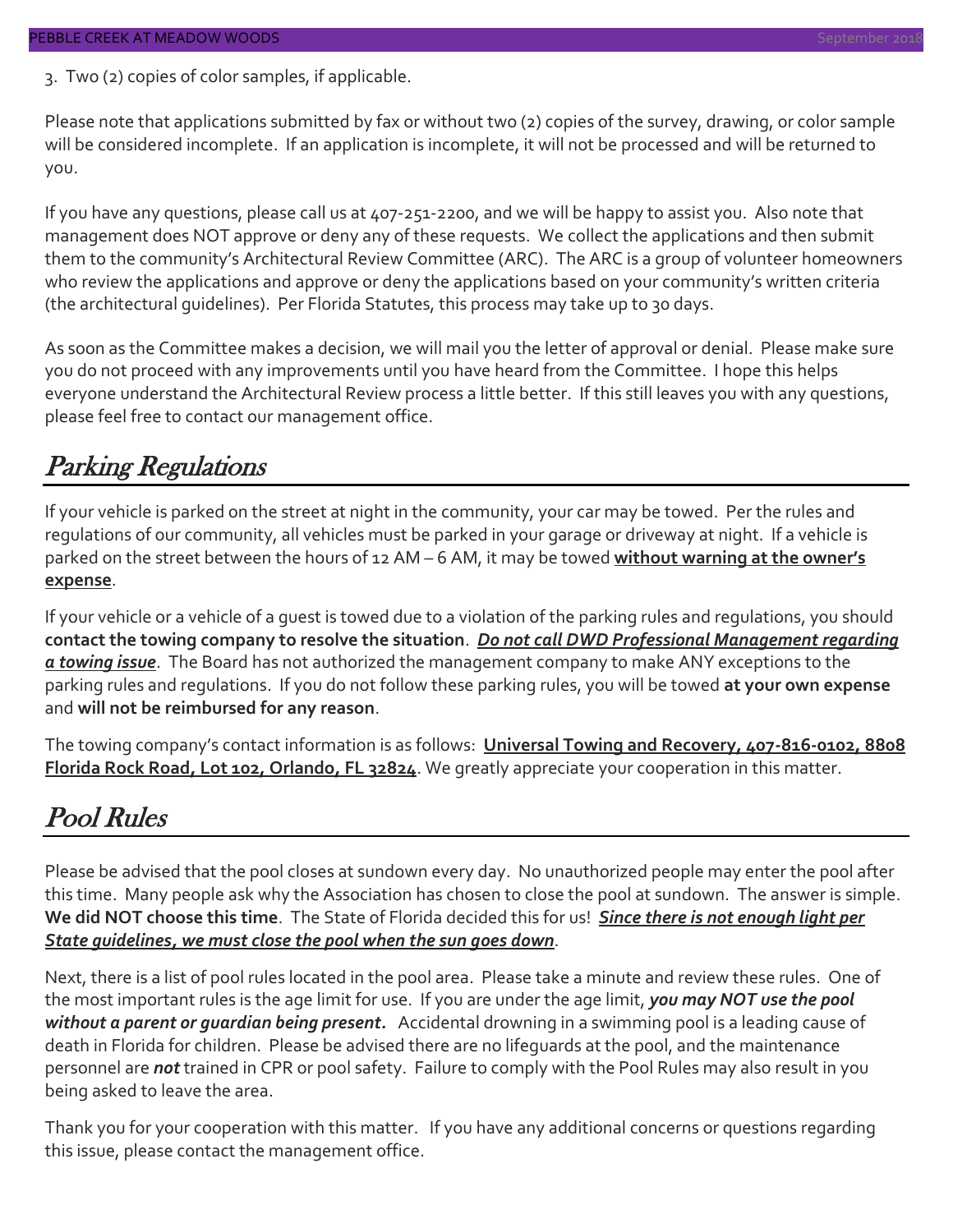3. Two (2) copies of color samples, if applicable.

Please note that applications submitted by fax or without two (2) copies of the survey, drawing, or color sample will be considered incomplete. If an application is incomplete, it will not be processed and will be returned to you.

If you have any questions, please call us at 407-251-2200, and we will be happy to assist you. Also note that management does NOT approve or deny any of these requests. We collect the applications and then submit them to the community's Architectural Review Committee (ARC). The ARC is a group of volunteer homeowners who review the applications and approve or deny the applications based on your community's written criteria (the architectural guidelines). Per Florida Statutes, this process may take up to 30 days.

As soon as the Committee makes a decision, we will mail you the letter of approval or denial. Please make sure you do not proceed with any improvements until you have heard from the Committee. I hope this helps everyone understand the Architectural Review process a little better. If this still leaves you with any questions, please feel free to contact our management office.

## Parking Regulations

If your vehicle is parked on the street at night in the community, your car may be towed. Per the rules and regulations of our community, all vehicles must be parked in your garage or driveway at night. If a vehicle is parked on the street between the hours of 12 AM – 6 AM, it may be towed **without warning at the owner's expense**.

If your vehicle or a vehicle of a guest is towed due to a violation of the parking rules and regulations, you should **contact the towing company to resolve the situation**. ***Do not call DWD Professional Management regarding a towing issue***. The Board has not authorized the management company to make ANY exceptions to the parking rules and regulations. If you do not follow these parking rules, you will be towed **at your own expense** and **will not be reimbursed for any reason**.

The towing company's contact information is as follows: **Universal Towing and Recovery, 407-816-0102, 8808 Florida Rock Road, Lot 102, Orlando, FL 32824**. We greatly appreciate your cooperation in this matter.

## Pool Rules

Please be advised that the pool closes at sundown every day. No unauthorized people may enter the pool after this time. Many people ask why the Association has chosen to close the pool at sundown. The answer is simple. **We did NOT choose this time**. The State of Florida decided this for us! ***Since there is not enough light per State guidelines, we must close the pool when the sun goes down***.

Next, there is a list of pool rules located in the pool area. Please take a minute and review these rules. One of the most important rules is the age limit for use. If you are under the age limit, ***you may NOT use the pool without a parent or guardian being present.*** Accidental drowning in a swimming pool is a leading cause of death in Florida for children. Please be advised there are no lifeguards at the pool, and the maintenance personnel are ***not*** trained in CPR or pool safety. Failure to comply with the Pool Rules may also result in you being asked to leave the area.

Thank you for your cooperation with this matter. If you have any additional concerns or questions regarding this issue, please contact the management office.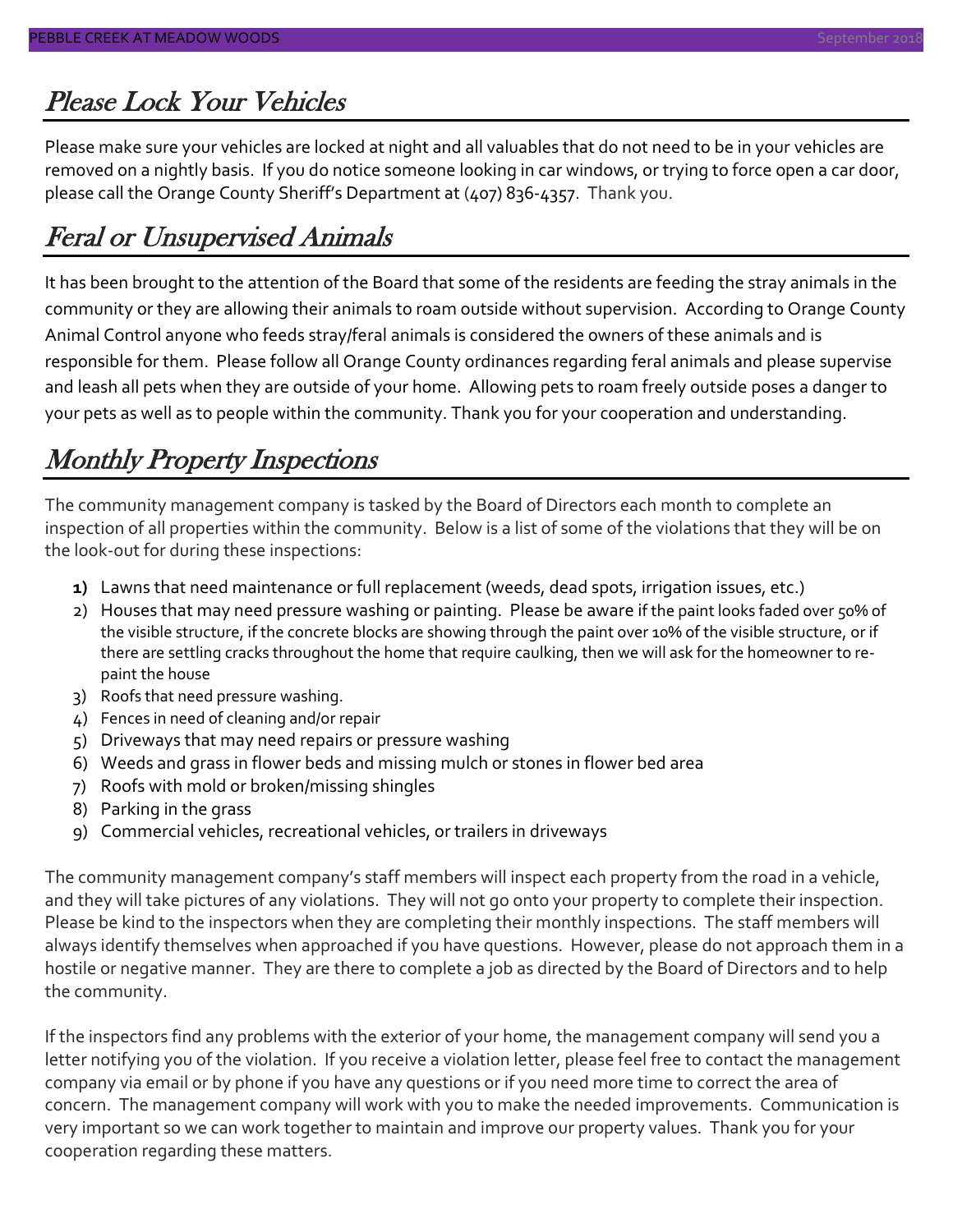## *Please Lock Your Vehicles*

Please make sure your vehicles are locked at night and all valuables that do not need to be in your vehicles are removed on a nightly basis. If you do notice someone looking in car windows, or trying to force open a car door, please call the Orange County Sheriff's Department at (407) 836-4357. Thank you.

## *Feral or Unsupervised Animals*

It has been brought to the attention of the Board that some of the residents are feeding the stray animals in the community or they are allowing their animals to roam outside without supervision. According to Orange County Animal Control anyone who feeds stray/feral animals is considered the owners of these animals and is responsible for them. Please follow all Orange County ordinances regarding feral animals and please supervise and leash all pets when they are outside of your home. Allowing pets to roam freely outside poses a danger to your pets as well as to people within the community. Thank you for your cooperation and understanding.

## *Monthly Property Inspections*

The community management company is tasked by the Board of Directors each month to complete an inspection of all properties within the community. Below is a list of some of the violations that they will be on the look-out for during these inspections:

1) Lawns that need maintenance or full replacement (weeds, dead spots, irrigation issues, etc.)
2) Houses that may need pressure washing or painting. Please be aware if the paint looks faded over 50% of the visible structure, if the concrete blocks are showing through the paint over 10% of the visible structure, or if there are settling cracks throughout the home that require caulking, then we will ask for the homeowner to re-paint the house
3) Roofs that need pressure washing.
4) Fences in need of cleaning and/or repair
5) Driveways that may need repairs or pressure washing
6) Weeds and grass in flower beds and missing mulch or stones in flower bed area
7) Roofs with mold or broken/missing shingles
8) Parking in the grass
9) Commercial vehicles, recreational vehicles, or trailers in driveways

The community management company's staff members will inspect each property from the road in a vehicle, and they will take pictures of any violations. They will not go onto your property to complete their inspection. Please be kind to the inspectors when they are completing their monthly inspections. The staff members will always identify themselves when approached if you have questions. However, please do not approach them in a hostile or negative manner. They are there to complete a job as directed by the Board of Directors and to help the community.

If the inspectors find any problems with the exterior of your home, the management company will send you a letter notifying you of the violation. If you receive a violation letter, please feel free to contact the management company via email or by phone if you have any questions or if you need more time to correct the area of concern. The management company will work with you to make the needed improvements. Communication is very important so we can work together to maintain and improve our property values. Thank you for your cooperation regarding these matters.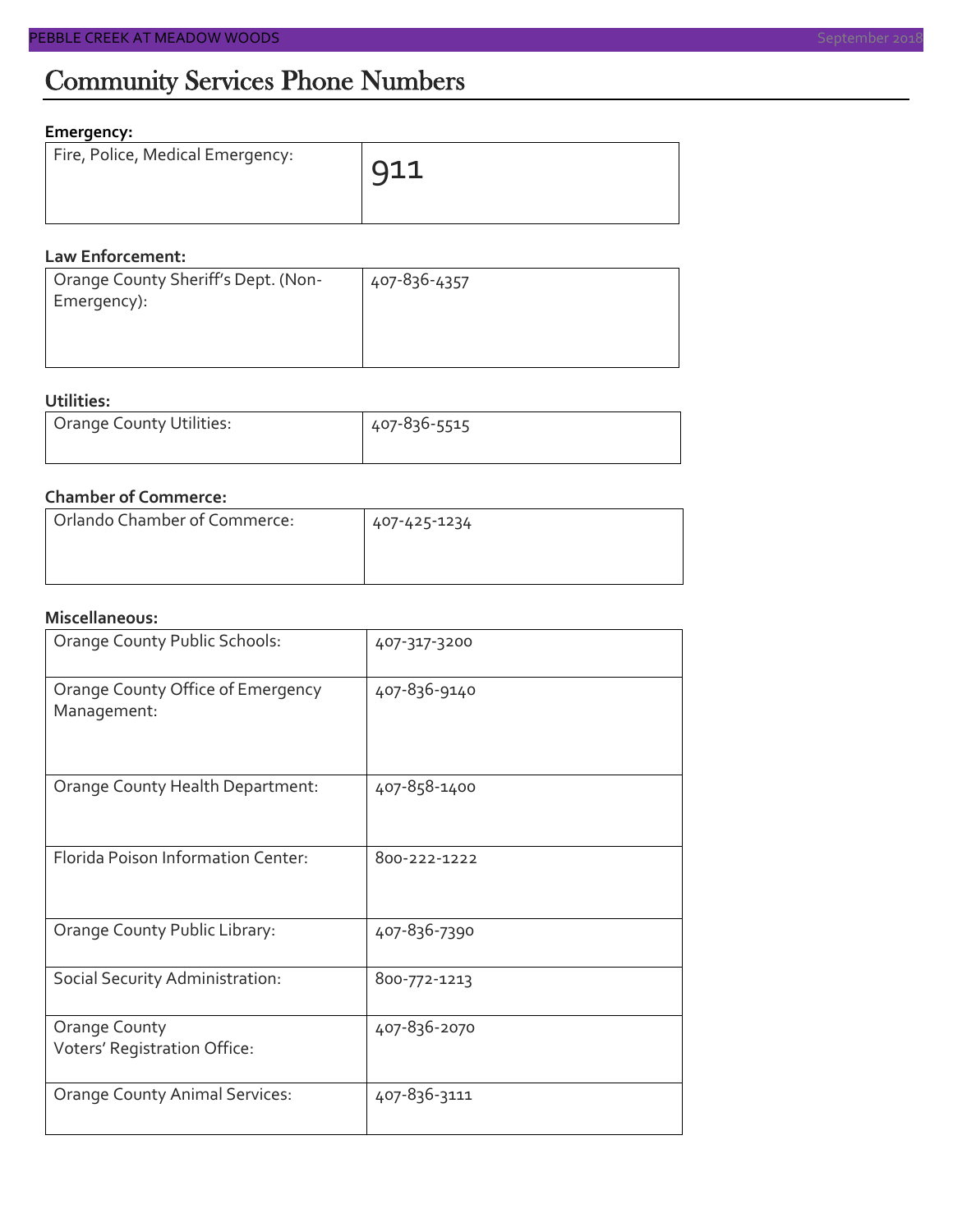# Community Services Phone Numbers

**Emergency:**

| | |
|---|---|
| Fire, Police, Medical Emergency: | 911 |

**Law Enforcement:**

| | |
|---|---|
| Orange County Sheriff's Dept. (Non-Emergency): | 407-836-4357 |

**Utilities:**

| | |
|---|---|
| Orange County Utilities: | 407-836-5515 |

**Chamber of Commerce:**

| | |
|---|---|
| Orlando Chamber of Commerce: | 407-425-1234 |

**Miscellaneous:**

| | |
|---|---|
| Orange County Public Schools: | 407-317-3200 |
| Orange County Office of Emergency Management: | 407-836-9140 |
| Orange County Health Department: | 407-858-1400 |
| Florida Poison Information Center: | 800-222-1222 |
| Orange County Public Library: | 407-836-7390 |
| Social Security Administration: | 800-772-1213 |
| Orange County Voters' Registration Office: | 407-836-2070 |
| Orange County Animal Services: | 407-836-3111 |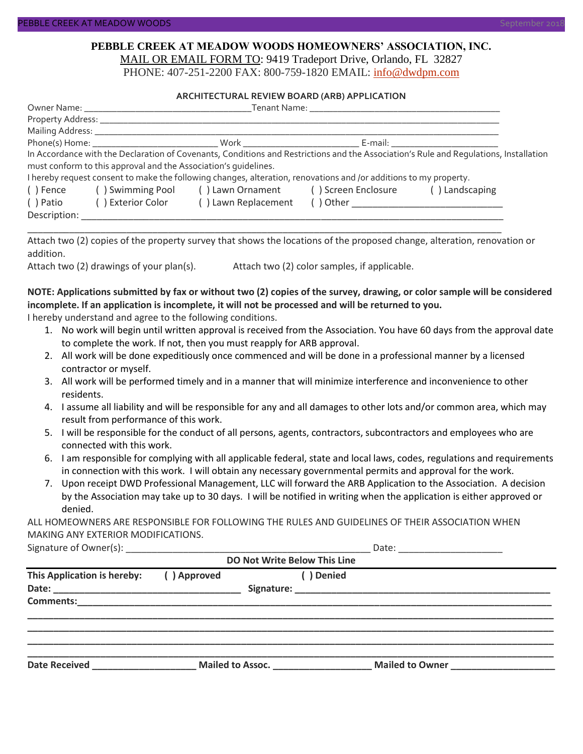**PEBBLE CREEK AT MEADOW WOODS HOMEOWNERS' ASSOCIATION, INC.**

MAIL OR EMAIL FORM TO: 9419 Tradeport Drive, Orlando, FL 32827

PHONE: 407-251-2200 FAX: 800-759-1820 EMAIL: info@dwdpm.com

## ARCHITECTURAL REVIEW BOARD (ARB) APPLICATION

Owner Name: ___________________________________Tenant Name: _________________________________________

Property Address: _______________________________________________________________________________________

Mailing Address: ________________________________________________________________________________________

Phone(s) Home: ___________________________ Work _________________________ E-mail: ______________________

In Accordance with the Declaration of Covenants, Conditions and Restrictions and the Association's Rule and Regulations, Installation must conform to this approval and the Association's guidelines.

I hereby request consent to make the following changes, alteration, renovations and /or additions to my property.

( ) Fence ( ) Swimming Pool ( ) Lawn Ornament ( ) Screen Enclosure ( ) Landscaping

( ) Patio ( ) Exterior Color ( ) Lawn Replacement ( ) Other ______________________________

Description: ___________________________________________________________________________________________

_______________________________________________________________________________________________________

Attach two (2) copies of the property survey that shows the locations of the proposed change, alteration, renovation or addition.

Attach two (2) drawings of your plan(s). Attach two (2) color samples, if applicable.

**NOTE: Applications submitted by fax or without two (2) copies of the survey, drawing, or color sample will be considered incomplete. If an application is incomplete, it will not be processed and will be returned to you.**

I hereby understand and agree to the following conditions.

1. No work will begin until written approval is received from the Association. You have 60 days from the approval date to complete the work. If not, then you must reapply for ARB approval.
2. All work will be done expeditiously once commenced and will be done in a professional manner by a licensed contractor or myself.
3. All work will be performed timely and in a manner that will minimize interference and inconvenience to other residents.
4. I assume all liability and will be responsible for any and all damages to other lots and/or common area, which may result from performance of this work.
5. I will be responsible for the conduct of all persons, agents, contractors, subcontractors and employees who are connected with this work.
6. I am responsible for complying with all applicable federal, state and local laws, codes, regulations and requirements in connection with this work. I will obtain any necessary governmental permits and approval for the work.
7. Upon receipt DWD Professional Management, LLC will forward the ARB Application to the Association. A decision by the Association may take up to 30 days. I will be notified in writing when the application is either approved or denied.

ALL HOMEOWNERS ARE RESPONSIBLE FOR FOLLOWING THE RULES AND GUIDELINES OF THEIR ASSOCIATION WHEN MAKING ANY EXTERIOR MODIFICATIONS.

Signature of Owner(s): _________________________________________________ Date: ____________________

**DO Not Write Below This Line**

---

**This Application is hereby: ( ) Approved ( ) Denied**

**Date: ___________________________________ Signature: _____________________________________________________**

**Comments:_______________________________________________________________________________________________**

___________________________________________________________________________________________________________

___________________________________________________________________________________________________________

___________________________________________________________________________________________________________

___________________________________________________________________________________________________________

**Date Received ____________________ Mailed to Assoc. __________________ Mailed to Owner ___________________**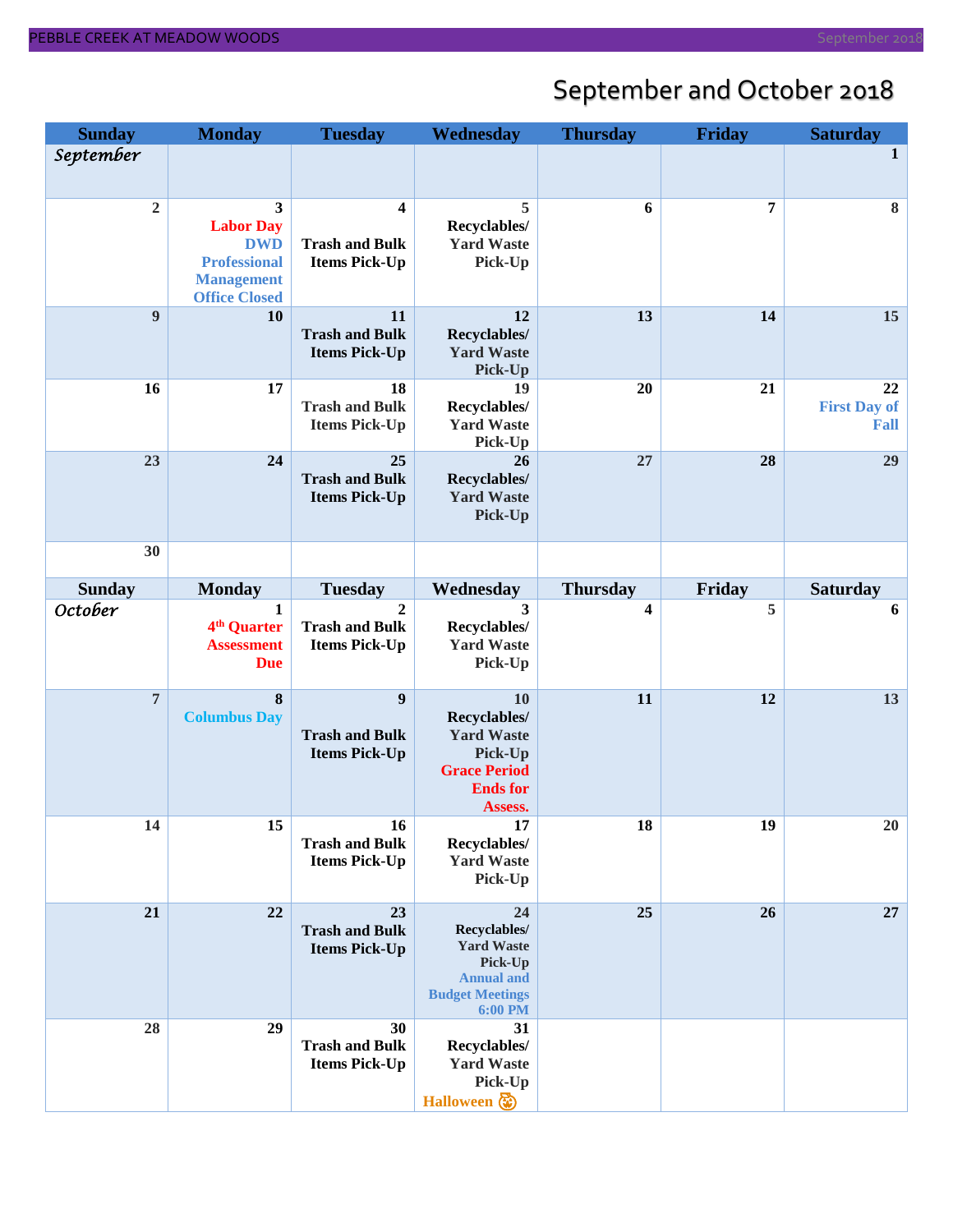# September and October 2018

| Sunday | Monday | Tuesday | Wednesday | Thursday | Friday | Saturday |
|---|---|---|---|---|---|---|
| *September* | | | | | | 1 |
| 2 | 3 **Labor Day** **DWD Professional Management Office Closed** | 4 **Trash and Bulk Items Pick-Up** | 5 **Recyclables/ Yard Waste Pick-Up** | 6 | 7 | 8 |
| 9 | 10 | 11 **Trash and Bulk Items Pick-Up** | 12 **Recyclables/ Yard Waste Pick-Up** | 13 | 14 | 15 |
| 16 | 17 | 18 Trash and Bulk Items Pick-Up | 19 **Recyclables/ Yard Waste Pick-Up** | 20 | 21 | 22 **First Day of Fall** |
| 23 | 24 | 25 **Trash and Bulk Items Pick-Up** | 26 **Recyclables/ Yard Waste Pick-Up** | 27 | 28 | 29 |
| 30 | | | | | | |

| Sunday | Monday | Tuesday | Wednesday | Thursday | Friday | Saturday |
|---|---|---|---|---|---|---|
| *October* | 1 **4th Quarter Assessment Due** | 2 **Trash and Bulk Items Pick-Up** | 3 **Recyclables/ Yard Waste Pick-Up** | 4 | 5 | 6 |
| 7 | 8 **Columbus Day** | 9 **Trash and Bulk Items Pick-Up** | 10 **Recyclables/ Yard Waste Pick-Up** **Grace Period Ends for Assess.** | 11 | 12 | 13 |
| 14 | 15 | 16 **Trash and Bulk Items Pick-Up** | 17 **Recyclables/ Yard Waste Pick-Up** | 18 | 19 | 20 |
| 21 | 22 | 23 **Trash and Bulk Items Pick-Up** | 24 **Recyclables/ Yard Waste Pick-Up** **Annual and Budget Meetings 6:00 PM** | 25 | 26 | 27 |
| 28 | 29 | 30 **Trash and Bulk Items Pick-Up** | 31 **Recyclables/ Yard Waste Pick-Up** **Halloween** | | | |